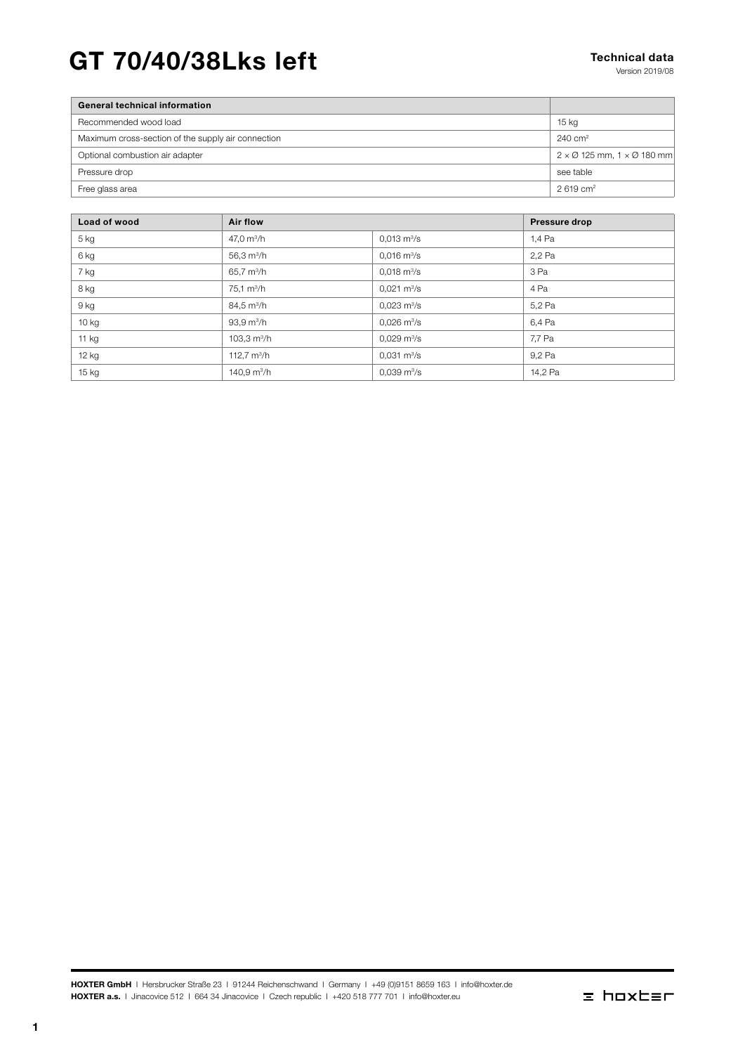# GT 70/40/38Lks left

**Technical data**
Version 2019/08

| General technical information | |
|---|---|
| Recommended wood load | 15 kg |
| Maximum cross-section of the supply air connection | 240 cm² |
| Optional combustion air adapter | 2 × Ø 125 mm, 1 × Ø 180 mm |
| Pressure drop | see table |
| Free glass area | 2 619 cm² |

| Load of wood | Air flow | | Pressure drop |
|---|---|---|---|
| 5 kg | 47,0 m³/h | 0,013 m³/s | 1,4 Pa |
| 6 kg | 56,3 m³/h | 0,016 m³/s | 2,2 Pa |
| 7 kg | 65,7 m³/h | 0,018 m³/s | 3 Pa |
| 8 kg | 75,1 m³/h | 0,021 m³/s | 4 Pa |
| 9 kg | 84,5 m³/h | 0,023 m³/s | 5,2 Pa |
| 10 kg | 93,9 m³/h | 0,026 m³/s | 6,4 Pa |
| 11 kg | 103,3 m³/h | 0,029 m³/s | 7,7 Pa |
| 12 kg | 112,7 m³/h | 0,031 m³/s | 9,2 Pa |
| 15 kg | 140,9 m³/h | 0,039 m³/s | 14,2 Pa |

**HOXTER GmbH** | Hersbrucker Straße 23 | 91244 Reichenschwand | Germany | +49 (0)9151 8659 163 | info@hoxter.de
**HOXTER a.s.** | Jinacovice 512 | 664 34 Jinacovice | Czech republic | +420 518 777 701 | info@hoxter.eu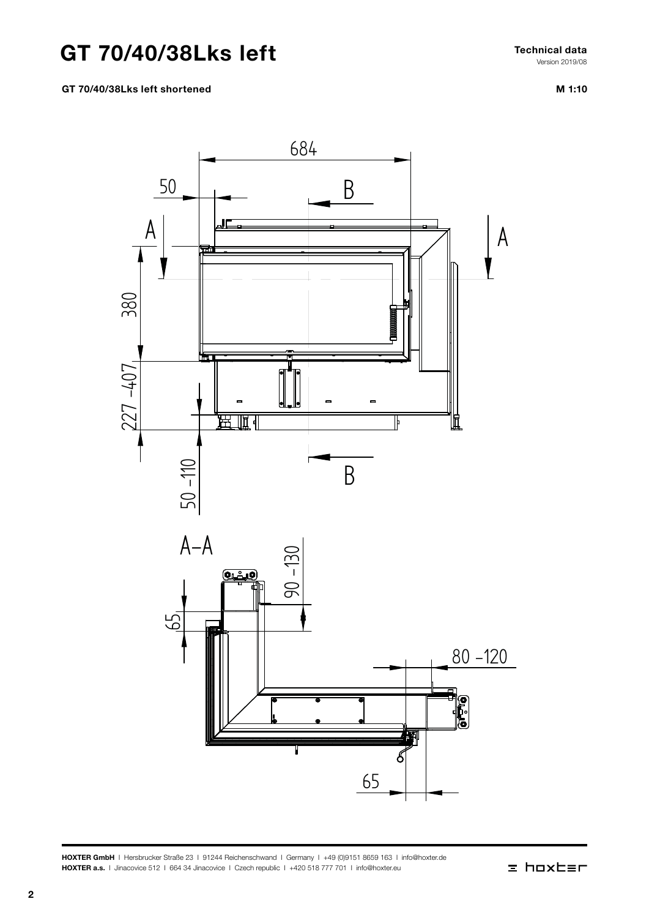# GT 70/40/38Lks left

**Technical data**
Version 2019/08

**GT 70/40/38Lks left shortened**

**M 1:10**

684

50

B

A

A

380

227 –407

50 –110

B

A–A

90 –130

65

80 –120

65

**HOXTER GmbH** | Hersbrucker Straße 23 | 91244 Reichenschwand | Germany | +49 (0)9151 8659 163 | info@hoxter.de
**HOXTER a.s.** | Jinacovice 512 | 664 34 Jinacovice | Czech republic | +420 518 777 701 | info@hoxter.eu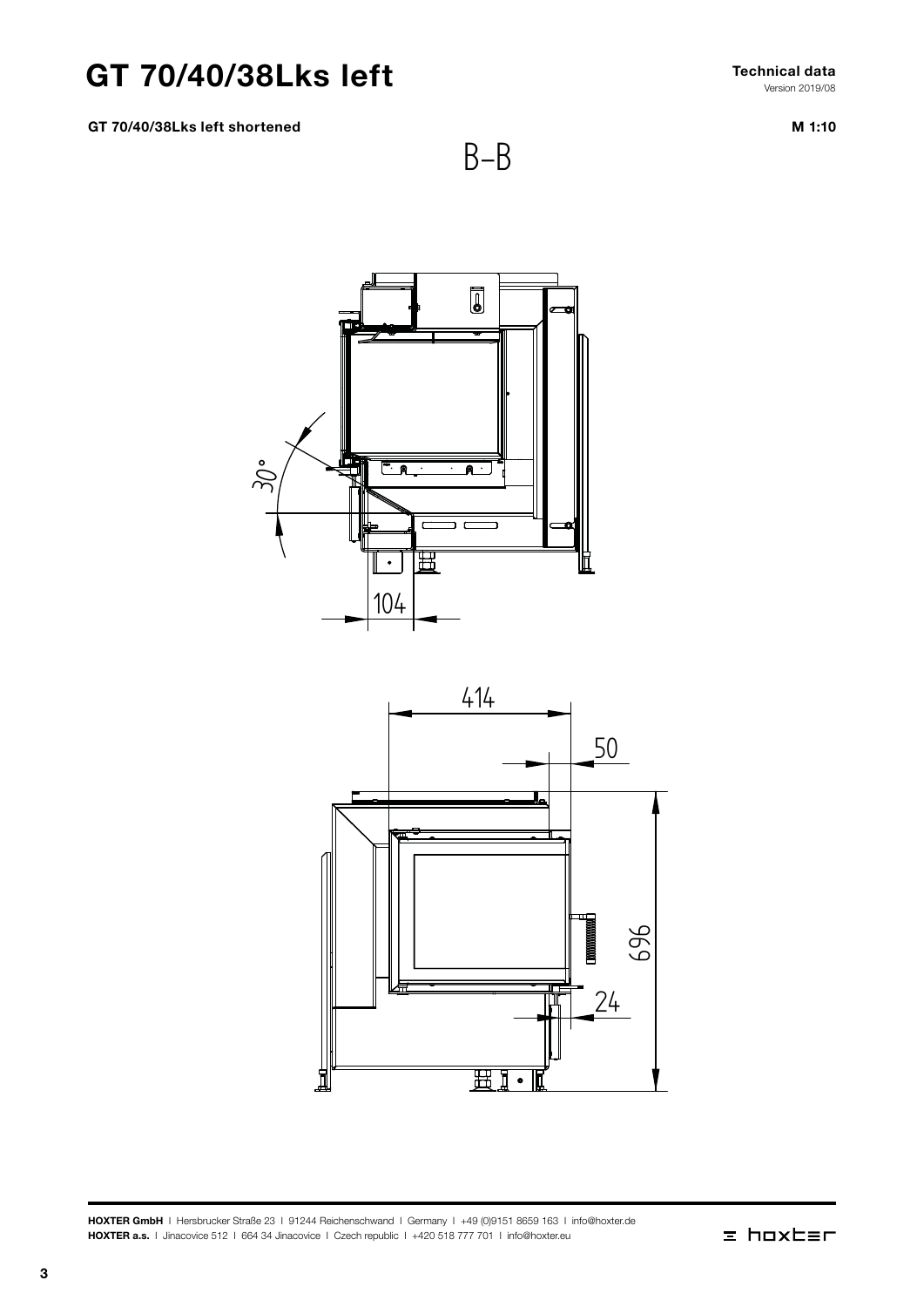# GT 70/40/38Lks left

**Technical data**
Version 2019/08

**GT 70/40/38Lks left shortened**

**M 1:10**

B–B

30°

104

414

50

696

24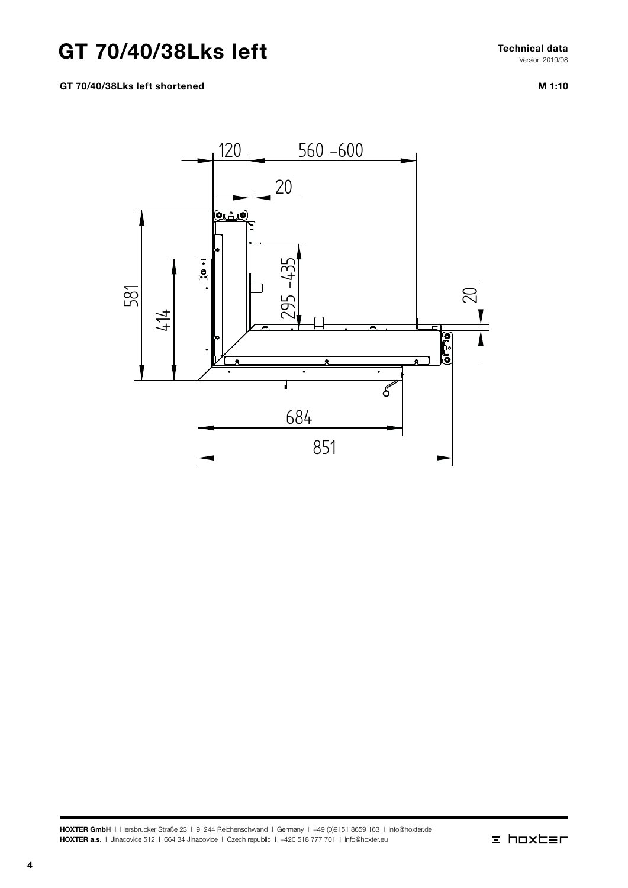# GT 70/40/38Lks left

**Technical data**
Version 2019/08

**GT 70/40/38Lks left shortened**

**M 1:10**

120

560 -600

20

581

414

295 -435

20

684

851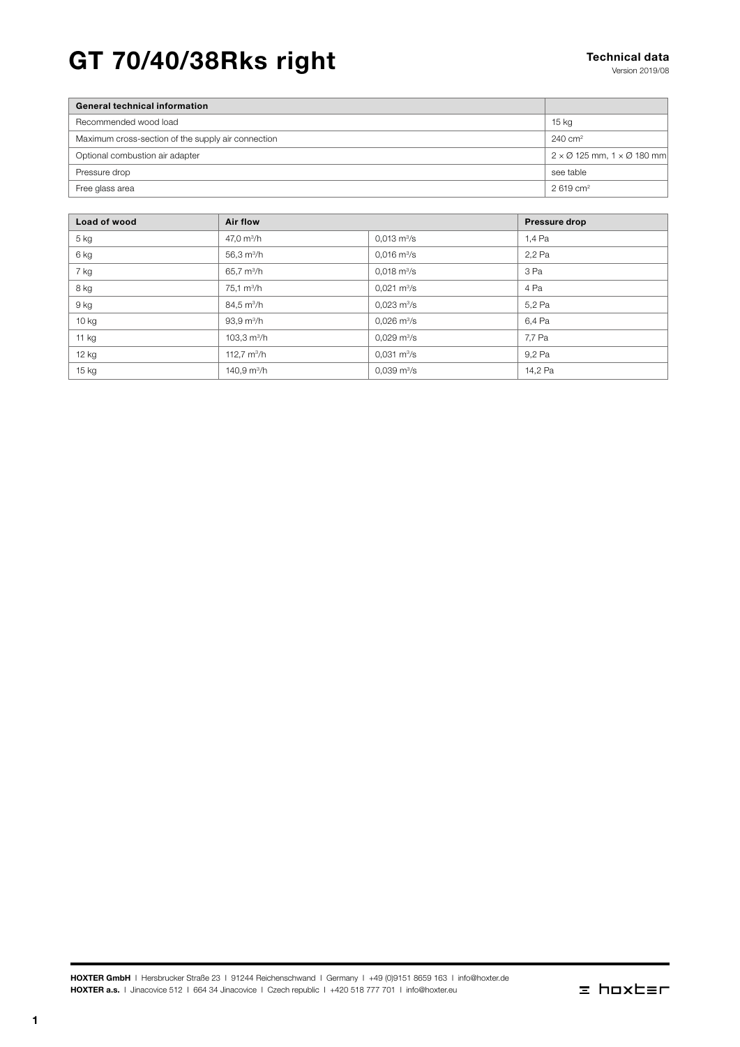# GT 70/40/38Rks right

**Technical data**
Version 2019/08

| General technical information | |
| --- | --- |
| Recommended wood load | 15 kg |
| Maximum cross-section of the supply air connection | 240 cm² |
| Optional combustion air adapter | 2 × Ø 125 mm, 1 × Ø 180 mm |
| Pressure drop | see table |
| Free glass area | 2 619 cm² |

| Load of wood | Air flow | | Pressure drop |
| --- | --- | --- | --- |
| 5 kg | 47,0 m³/h | 0,013 m³/s | 1,4 Pa |
| 6 kg | 56,3 m³/h | 0,016 m³/s | 2,2 Pa |
| 7 kg | 65,7 m³/h | 0,018 m³/s | 3 Pa |
| 8 kg | 75,1 m³/h | 0,021 m³/s | 4 Pa |
| 9 kg | 84,5 m³/h | 0,023 m³/s | 5,2 Pa |
| 10 kg | 93,9 m³/h | 0,026 m³/s | 6,4 Pa |
| 11 kg | 103,3 m³/h | 0,029 m³/s | 7,7 Pa |
| 12 kg | 112,7 m³/h | 0,031 m³/s | 9,2 Pa |
| 15 kg | 140,9 m³/h | 0,039 m³/s | 14,2 Pa |

**HOXTER GmbH** I Hersbrucker Straße 23 I 91244 Reichenschwand I Germany I +49 (0)9151 8659 163 I info@hoxter.de
**HOXTER a.s.** I Jinacovice 512 I 664 34 Jinacovice I Czech republic I +420 518 777 701 I info@hoxter.eu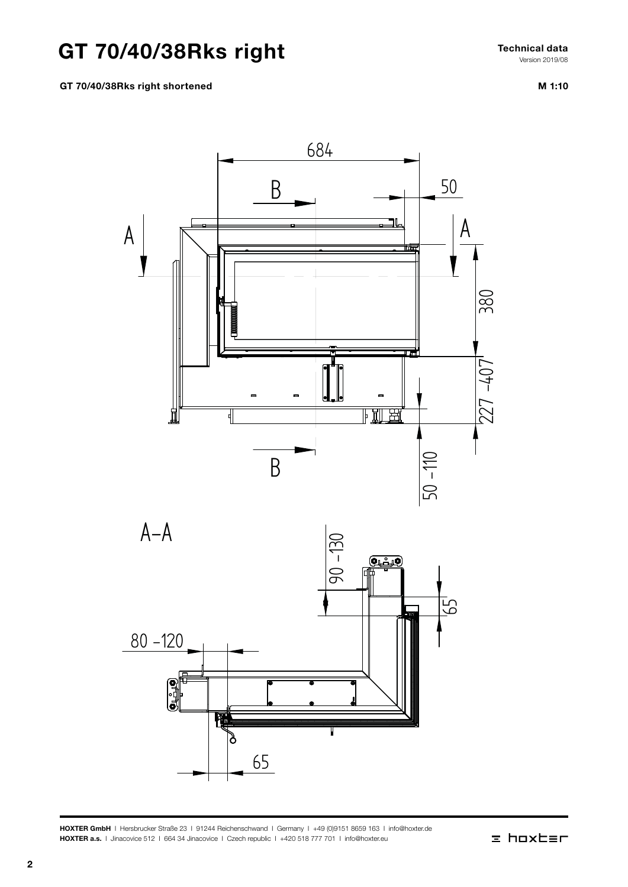# GT 70/40/38Rks right

**Technical data**
Version 2019/08

**GT 70/40/38Rks right shortened**

**M 1:10**

684

B

50

A

A

380

227 -407

B

50 -110

A–A

90 -130

65

80 -120

65

**HOXTER GmbH** | Hersbrucker Straße 23 | 91244 Reichenschwand | Germany | +49 (0)9151 8659 163 | info@hoxter.de
**HOXTER a.s.** | Jinacovice 512 | 664 34 Jinacovice | Czech republic | +420 518 777 701 | info@hoxter.eu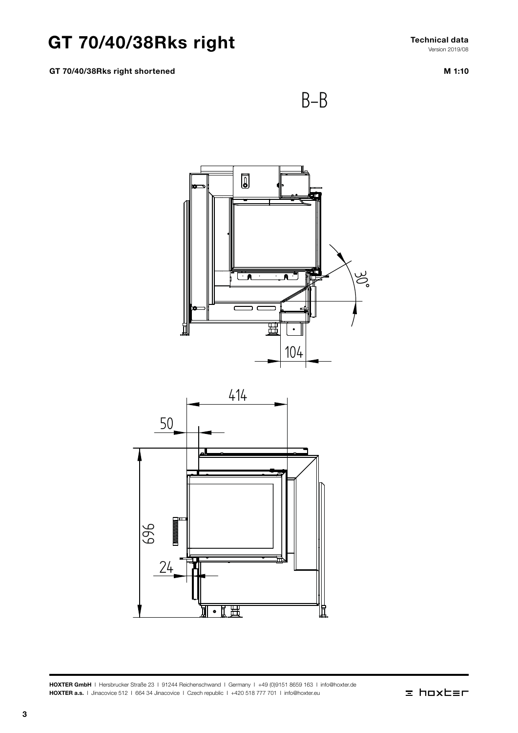# GT 70/40/38Rks right

**Technical data**
Version 2019/08

**GT 70/40/38Rks right shortened**

**M 1:10**

B–B

30°

104

414

50

696

24

**HOXTER GmbH** | Hersbrucker Straße 23 | 91244 Reichenschwand | Germany | +49 (0)9151 8659 163 | info@hoxter.de
**HOXTER a.s.** | Jinacovice 512 | 664 34 Jinacovice | Czech republic | +420 518 777 701 | info@hoxter.eu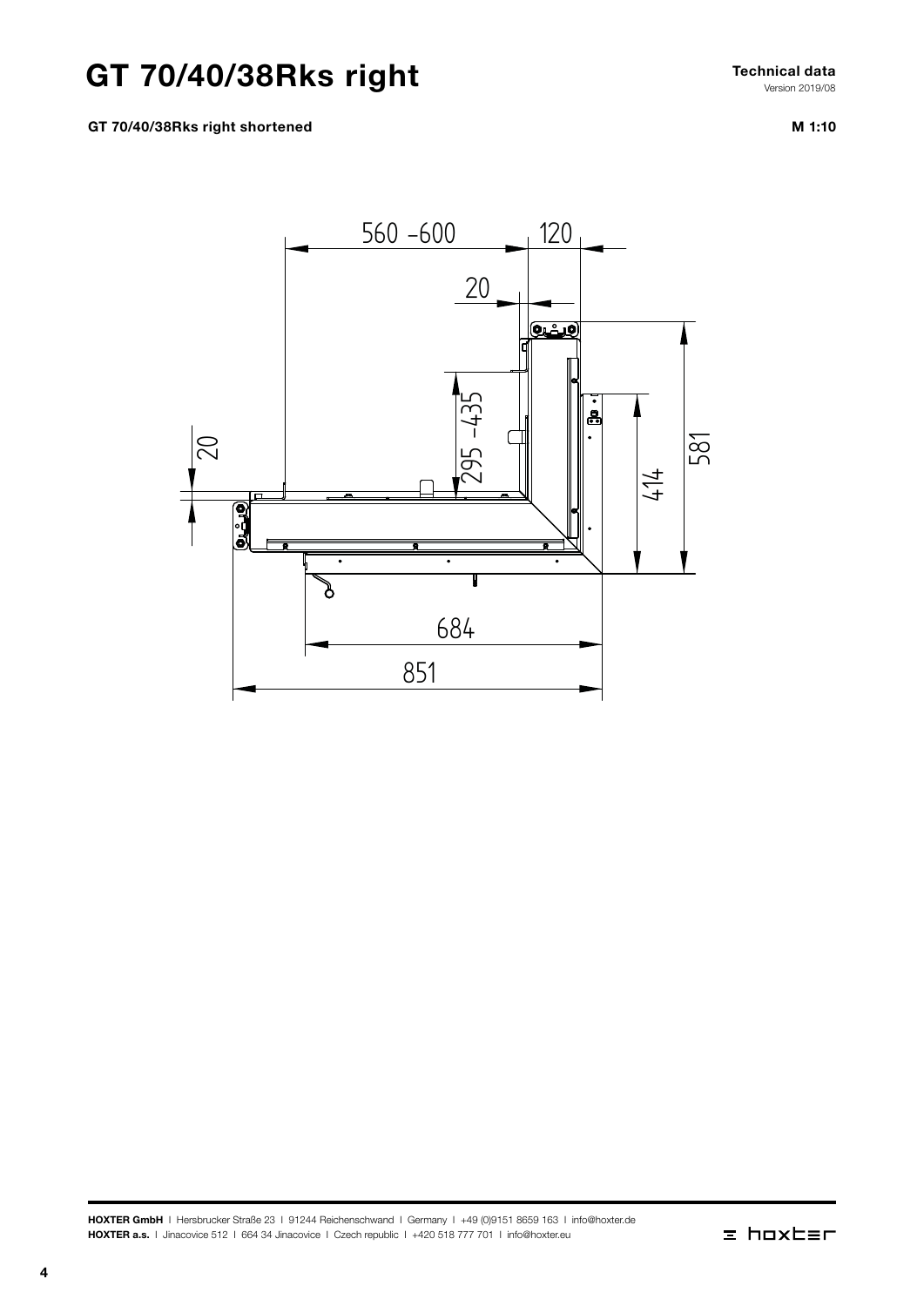# GT 70/40/38Rks right

**Technical data**
Version 2019/08

**GT 70/40/38Rks right shortened**

**M 1:10**

560 –600
120
20
20
295 –435
414
581
684
851

**HOXTER GmbH** I Hersbrucker Straße 23 I 91244 Reichenschwand I Germany I +49 (0)9151 8659 163 I info@hoxter.de
**HOXTER a.s.** I Jinacovice 512 I 664 34 Jinacovice I Czech republic I +420 518 777 701 I info@hoxter.eu